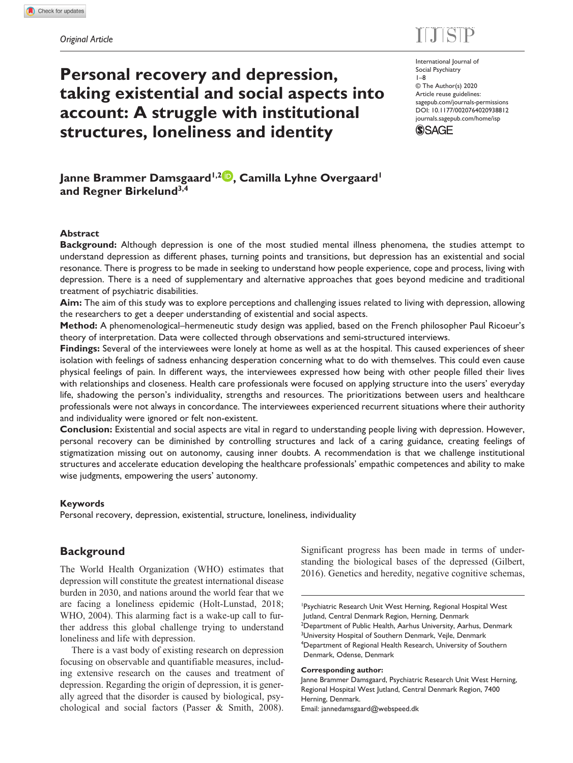*Original Article*

# Personal recovery and depression, taking existential and social aspects into account: A struggle with institutional structures, loneliness and identity

International Journal of Social Psychiatry
1–8
© The Author(s) 2020
Article reuse guidelines: sagepub.com/journals-permissions
DOI: 10.1177/0020764020938812
journals.sagepub.com/home/isp

**Janne Brammer Damsgaard[1,2], Camilla Lyhne Overgaard[1] and Regner Birkelund[3,4]**

## Abstract

**Background:** Although depression is one of the most studied mental illness phenomena, the studies attempt to understand depression as different phases, turning points and transitions, but depression has an existential and social resonance. There is progress to be made in seeking to understand how people experience, cope and process, living with depression. There is a need of supplementary and alternative approaches that goes beyond medicine and traditional treatment of psychiatric disabilities.

**Aim:** The aim of this study was to explore perceptions and challenging issues related to living with depression, allowing the researchers to get a deeper understanding of existential and social aspects.

**Method:** A phenomenological–hermeneutic study design was applied, based on the French philosopher Paul Ricoeur's theory of interpretation. Data were collected through observations and semi-structured interviews.

**Findings:** Several of the interviewees were lonely at home as well as at the hospital. This caused experiences of sheer isolation with feelings of sadness enhancing desperation concerning what to do with themselves. This could even cause physical feelings of pain. In different ways, the interviewees expressed how being with other people filled their lives with relationships and closeness. Health care professionals were focused on applying structure into the users' everyday life, shadowing the person's individuality, strengths and resources. The prioritizations between users and healthcare professionals were not always in concordance. The interviewees experienced recurrent situations where their authority and individuality were ignored or felt non-existent.

**Conclusion:** Existential and social aspects are vital in regard to understanding people living with depression. However, personal recovery can be diminished by controlling structures and lack of a caring guidance, creating feelings of stigmatization missing out on autonomy, causing inner doubts. A recommendation is that we challenge institutional structures and accelerate education developing the healthcare professionals' empathic competences and ability to make wise judgments, empowering the users' autonomy.

### Keywords

Personal recovery, depression, existential, structure, loneliness, individuality

## Background

The World Health Organization (WHO) estimates that depression will constitute the greatest international disease burden in 2030, and nations around the world fear that we are facing a loneliness epidemic (Holt-Lunstad, 2018; WHO, 2004). This alarming fact is a wake-up call to further address this global challenge trying to understand loneliness and life with depression.

There is a vast body of existing research on depression focusing on observable and quantifiable measures, including extensive research on the causes and treatment of depression. Regarding the origin of depression, it is generally agreed that the disorder is caused by biological, psychological and social factors (Passer & Smith, 2008). Significant progress has been made in terms of understanding the biological bases of the depressed (Gilbert, 2016). Genetics and heredity, negative cognitive schemas,

[1]Psychiatric Research Unit West Herning, Regional Hospital West Jutland, Central Denmark Region, Herning, Denmark
[2]Department of Public Health, Aarhus University, Aarhus, Denmark
[3]University Hospital of Southern Denmark, Vejle, Denmark
[4]Department of Regional Health Research, University of Southern Denmark, Odense, Denmark

**Corresponding author:**
Janne Brammer Damsgaard, Psychiatric Research Unit West Herning, Regional Hospital West Jutland, Central Denmark Region, 7400 Herning, Denmark.
Email: jannedamsgaard@webspeed.dk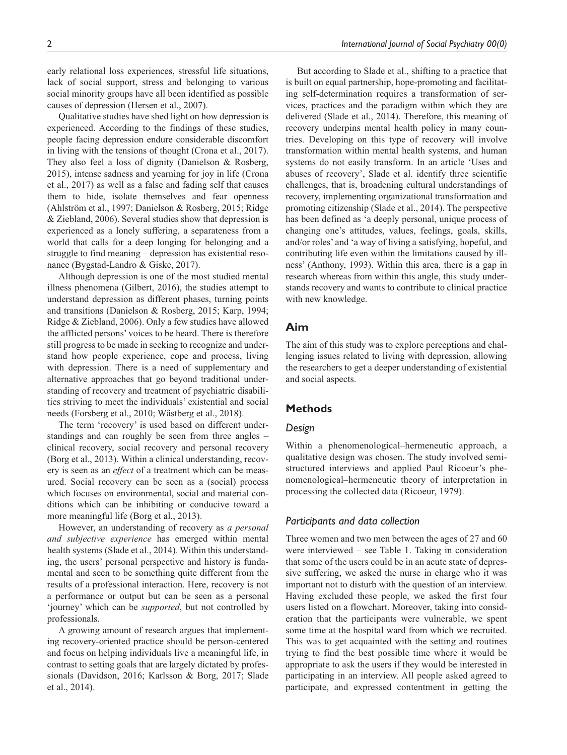early relational loss experiences, stressful life situations, lack of social support, stress and belonging to various social minority groups have all been identified as possible causes of depression (Hersen et al., 2007).

Qualitative studies have shed light on how depression is experienced. According to the findings of these studies, people facing depression endure considerable discomfort in living with the tensions of thought (Crona et al., 2017). They also feel a loss of dignity (Danielson & Rosberg, 2015), intense sadness and yearning for joy in life (Crona et al., 2017) as well as a false and fading self that causes them to hide, isolate themselves and fear openness (Ahlström et al., 1997; Danielson & Rosberg, 2015; Ridge & Ziebland, 2006). Several studies show that depression is experienced as a lonely suffering, a separateness from a world that calls for a deep longing for belonging and a struggle to find meaning – depression has existential resonance (Bygstad-Landro & Giske, 2017).

Although depression is one of the most studied mental illness phenomena (Gilbert, 2016), the studies attempt to understand depression as different phases, turning points and transitions (Danielson & Rosberg, 2015; Karp, 1994; Ridge & Ziebland, 2006). Only a few studies have allowed the afflicted persons' voices to be heard. There is therefore still progress to be made in seeking to recognize and understand how people experience, cope and process, living with depression. There is a need of supplementary and alternative approaches that go beyond traditional understanding of recovery and treatment of psychiatric disabilities striving to meet the individuals' existential and social needs (Forsberg et al., 2010; Wästberg et al., 2018).

The term 'recovery' is used based on different understandings and can roughly be seen from three angles – clinical recovery, social recovery and personal recovery (Borg et al., 2013). Within a clinical understanding, recovery is seen as an *effect* of a treatment which can be measured. Social recovery can be seen as a (social) process which focuses on environmental, social and material conditions which can be inhibiting or conducive toward a more meaningful life (Borg et al., 2013).

However, an understanding of recovery as *a personal and subjective experience* has emerged within mental health systems (Slade et al., 2014). Within this understanding, the users' personal perspective and history is fundamental and seen to be something quite different from the results of a professional interaction. Here, recovery is not a performance or output but can be seen as a personal 'journey' which can be *supported*, but not controlled by professionals.

A growing amount of research argues that implementing recovery-oriented practice should be person-centered and focus on helping individuals live a meaningful life, in contrast to setting goals that are largely dictated by professionals (Davidson, 2016; Karlsson & Borg, 2017; Slade et al., 2014).

But according to Slade et al., shifting to a practice that is built on equal partnership, hope-promoting and facilitating self-determination requires a transformation of services, practices and the paradigm within which they are delivered (Slade et al., 2014). Therefore, this meaning of recovery underpins mental health policy in many countries. Developing on this type of recovery will involve transformation within mental health systems, and human systems do not easily transform. In an article 'Uses and abuses of recovery', Slade et al. identify three scientific challenges, that is, broadening cultural understandings of recovery, implementing organizational transformation and promoting citizenship (Slade et al., 2014). The perspective has been defined as 'a deeply personal, unique process of changing one's attitudes, values, feelings, goals, skills, and/or roles' and 'a way of living a satisfying, hopeful, and contributing life even within the limitations caused by illness' (Anthony, 1993). Within this area, there is a gap in research whereas from within this angle, this study understands recovery and wants to contribute to clinical practice with new knowledge.

## Aim

The aim of this study was to explore perceptions and challenging issues related to living with depression, allowing the researchers to get a deeper understanding of existential and social aspects.

## Methods

### Design

Within a phenomenological–hermeneutic approach, a qualitative design was chosen. The study involved semi-structured interviews and applied Paul Ricoeur's phenomenological–hermeneutic theory of interpretation in processing the collected data (Ricoeur, 1979).

### Participants and data collection

Three women and two men between the ages of 27 and 60 were interviewed – see Table 1. Taking in consideration that some of the users could be in an acute state of depressive suffering, we asked the nurse in charge who it was important not to disturb with the question of an interview. Having excluded these people, we asked the first four users listed on a flowchart. Moreover, taking into consideration that the participants were vulnerable, we spent some time at the hospital ward from which we recruited. This was to get acquainted with the setting and routines trying to find the best possible time where it would be appropriate to ask the users if they would be interested in participating in an interview. All people asked agreed to participate, and expressed contentment in getting the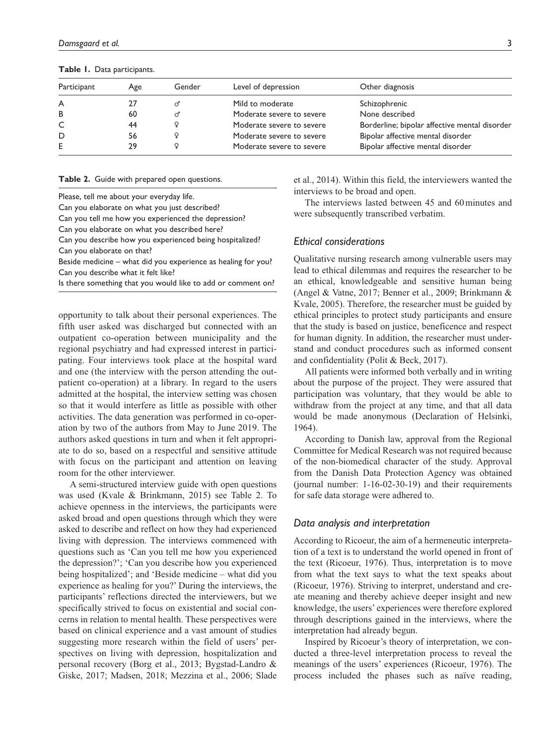**Table 1.** Data participants.

| Participant | Age | Gender | Level of depression | Other diagnosis |
|---|---|---|---|---|
| A | 27 | ♂ | Mild to moderate | Schizophrenic |
| B | 60 | ♂ | Moderate severe to severe | None described |
| C | 44 | ♀ | Moderate severe to severe | Borderline; bipolar affective mental disorder |
| D | 56 | ♀ | Moderate severe to severe | Bipolar affective mental disorder |
| E | 29 | ♀ | Moderate severe to severe | Bipolar affective mental disorder |

**Table 2.** Guide with prepared open questions.

| |
|---|
| Please, tell me about your everyday life. |
| Can you elaborate on what you just described? |
| Can you tell me how you experienced the depression? |
| Can you elaborate on what you described here? |
| Can you describe how you experienced being hospitalized? |
| Can you elaborate on that? |
| Beside medicine – what did you experience as healing for you? |
| Can you describe what it felt like? |
| Is there something that you would like to add or comment on? |

opportunity to talk about their personal experiences. The fifth user asked was discharged but connected with an outpatient co-operation between municipality and the regional psychiatry and had expressed interest in participating. Four interviews took place at the hospital ward and one (the interview with the person attending the outpatient co-operation) at a library. In regard to the users admitted at the hospital, the interview setting was chosen so that it would interfere as little as possible with other activities. The data generation was performed in co-operation by two of the authors from May to June 2019. The authors asked questions in turn and when it felt appropriate to do so, based on a respectful and sensitive attitude with focus on the participant and attention on leaving room for the other interviewer.

A semi-structured interview guide with open questions was used (Kvale & Brinkmann, 2015) see Table 2. To achieve openness in the interviews, the participants were asked broad and open questions through which they were asked to describe and reflect on how they had experienced living with depression. The interviews commenced with questions such as 'Can you tell me how you experienced the depression?'; 'Can you describe how you experienced being hospitalized'; and 'Beside medicine – what did you experience as healing for you?' During the interviews, the participants' reflections directed the interviewers, but we specifically strived to focus on existential and social concerns in relation to mental health. These perspectives were based on clinical experience and a vast amount of studies suggesting more research within the field of users' perspectives on living with depression, hospitalization and personal recovery (Borg et al., 2013; Bygstad-Landro & Giske, 2017; Madsen, 2018; Mezzina et al., 2006; Slade et al., 2014). Within this field, the interviewers wanted the interviews to be broad and open.

The interviews lasted between 45 and 60 minutes and were subsequently transcribed verbatim.

### *Ethical considerations*

Qualitative nursing research among vulnerable users may lead to ethical dilemmas and requires the researcher to be an ethical, knowledgeable and sensitive human being (Angel & Vatne, 2017; Benner et al., 2009; Brinkmann & Kvale, 2005). Therefore, the researcher must be guided by ethical principles to protect study participants and ensure that the study is based on justice, beneficence and respect for human dignity. In addition, the researcher must understand and conduct procedures such as informed consent and confidentiality (Polit & Beck, 2017).

All patients were informed both verbally and in writing about the purpose of the project. They were assured that participation was voluntary, that they would be able to withdraw from the project at any time, and that all data would be made anonymous (Declaration of Helsinki, 1964).

According to Danish law, approval from the Regional Committee for Medical Research was not required because of the non-biomedical character of the study. Approval from the Danish Data Protection Agency was obtained (journal number: 1-16-02-30-19) and their requirements for safe data storage were adhered to.

### *Data analysis and interpretation*

According to Ricoeur, the aim of a hermeneutic interpretation of a text is to understand the world opened in front of the text (Ricoeur, 1976). Thus, interpretation is to move from what the text says to what the text speaks about (Ricoeur, 1976). Striving to interpret, understand and create meaning and thereby achieve deeper insight and new knowledge, the users' experiences were therefore explored through descriptions gained in the interviews, where the interpretation had already begun.

Inspired by Ricoeur's theory of interpretation, we conducted a three-level interpretation process to reveal the meanings of the users' experiences (Ricoeur, 1976). The process included the phases such as naïve reading,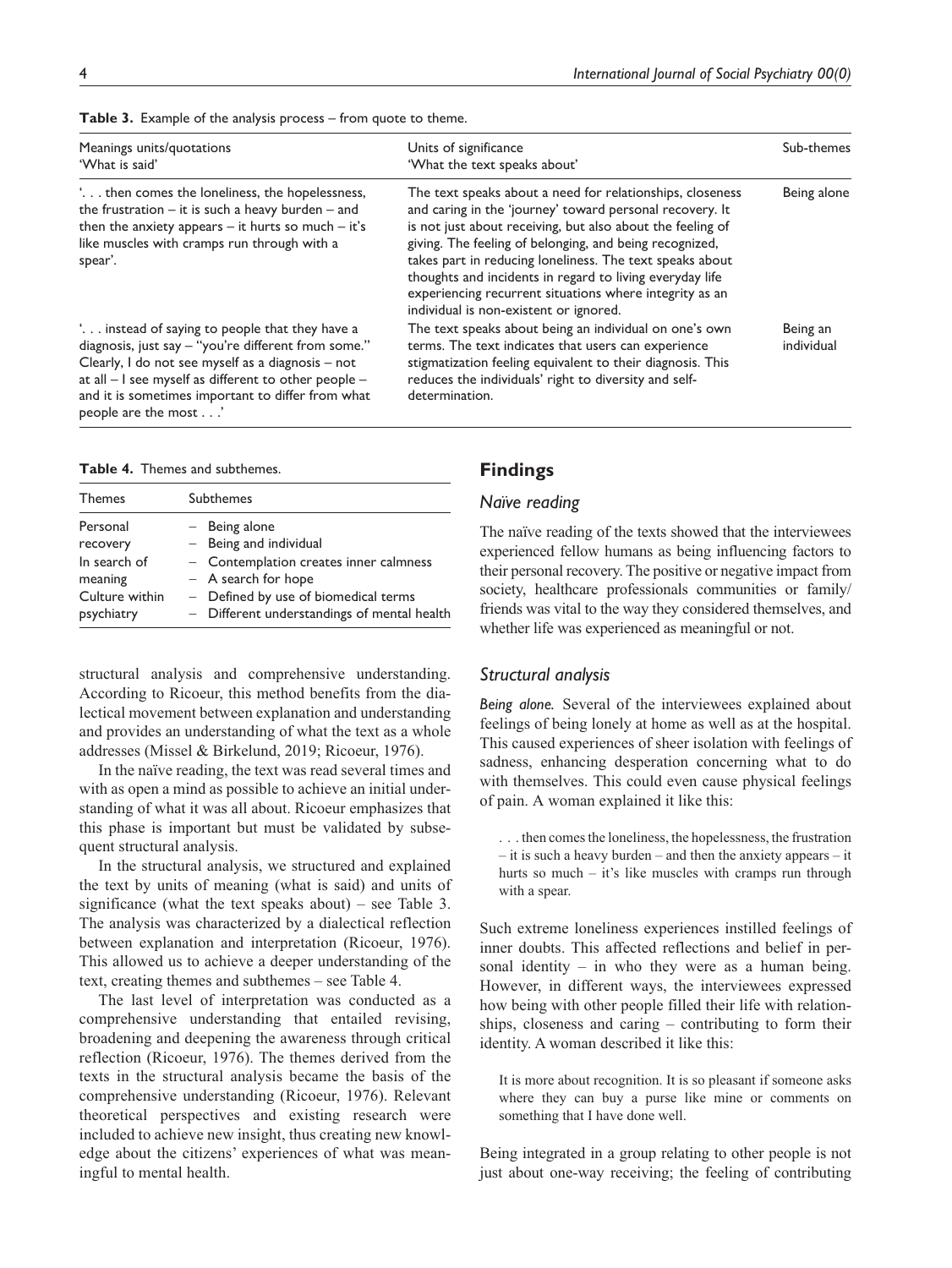**Table 3.** Example of the analysis process – from quote to theme.

| Meanings units/quotations 'What is said' | Units of significance 'What the text speaks about' | Sub-themes |
|---|---|---|
| '. . . then comes the loneliness, the hopelessness, the frustration – it is such a heavy burden – and then the anxiety appears – it hurts so much – it's like muscles with cramps run through with a spear'. | The text speaks about a need for relationships, closeness and caring in the 'journey' toward personal recovery. It is not just about receiving, but also about the feeling of giving. The feeling of belonging, and being recognized, takes part in reducing loneliness. The text speaks about thoughts and incidents in regard to living everyday life experiencing recurrent situations where integrity as an individual is non-existent or ignored. | Being alone |
| '. . . instead of saying to people that they have a diagnosis, just say – "you're different from some." Clearly, I do not see myself as a diagnosis – not at all – I see myself as different to other people – and it is sometimes important to differ from what people are the most . . .' | The text speaks about being an individual on one's own terms. The text indicates that users can experience stigmatization feeling equivalent to their diagnosis. This reduces the individuals' right to diversity and self-determination. | Being an individual |

**Table 4.** Themes and subthemes.

| Themes | Subthemes |
|---|---|
| Personal recovery | – Being alone<br>– Being and individual |
| In search of meaning | – Contemplation creates inner calmness<br>– A search for hope |
| Culture within psychiatry | – Defined by use of biomedical terms<br>– Different understandings of mental health |

structural analysis and comprehensive understanding. According to Ricoeur, this method benefits from the dialectical movement between explanation and understanding and provides an understanding of what the text as a whole addresses (Missel & Birkelund, 2019; Ricoeur, 1976).

In the naïve reading, the text was read several times and with as open a mind as possible to achieve an initial understanding of what it was all about. Ricoeur emphasizes that this phase is important but must be validated by subsequent structural analysis.

In the structural analysis, we structured and explained the text by units of meaning (what is said) and units of significance (what the text speaks about) – see Table 3. The analysis was characterized by a dialectical reflection between explanation and interpretation (Ricoeur, 1976). This allowed us to achieve a deeper understanding of the text, creating themes and subthemes – see Table 4.

The last level of interpretation was conducted as a comprehensive understanding that entailed revising, broadening and deepening the awareness through critical reflection (Ricoeur, 1976). The themes derived from the texts in the structural analysis became the basis of the comprehensive understanding (Ricoeur, 1976). Relevant theoretical perspectives and existing research were included to achieve new insight, thus creating new knowledge about the citizens' experiences of what was meaningful to mental health.

## Findings

### *Naïve reading*

The naïve reading of the texts showed that the interviewees experienced fellow humans as being influencing factors to their personal recovery. The positive or negative impact from society, healthcare professionals communities or family/friends was vital to the way they considered themselves, and whether life was experienced as meaningful or not.

### *Structural analysis*

*Being alone.* Several of the interviewees explained about feelings of being lonely at home as well as at the hospital. This caused experiences of sheer isolation with feelings of sadness, enhancing desperation concerning what to do with themselves. This could even cause physical feelings of pain. A woman explained it like this:

> . . . then comes the loneliness, the hopelessness, the frustration – it is such a heavy burden – and then the anxiety appears – it hurts so much – it's like muscles with cramps run through with a spear.

Such extreme loneliness experiences instilled feelings of inner doubts. This affected reflections and belief in personal identity – in who they were as a human being. However, in different ways, the interviewees expressed how being with other people filled their life with relationships, closeness and caring – contributing to form their identity. A woman described it like this:

> It is more about recognition. It is so pleasant if someone asks where they can buy a purse like mine or comments on something that I have done well.

Being integrated in a group relating to other people is not just about one-way receiving; the feeling of contributing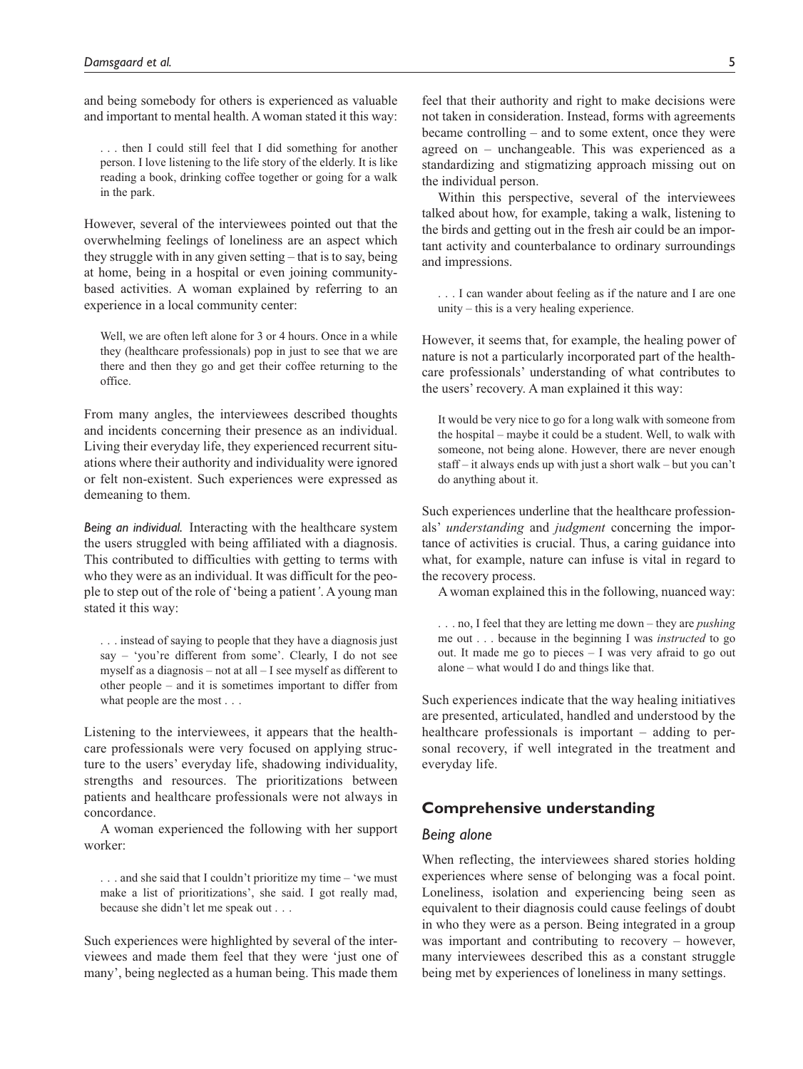and being somebody for others is experienced as valuable and important to mental health. A woman stated it this way:

> . . . then I could still feel that I did something for another person. I love listening to the life story of the elderly. It is like reading a book, drinking coffee together or going for a walk in the park.

However, several of the interviewees pointed out that the overwhelming feelings of loneliness are an aspect which they struggle with in any given setting – that is to say, being at home, being in a hospital or even joining community-based activities. A woman explained by referring to an experience in a local community center:

> Well, we are often left alone for 3 or 4 hours. Once in a while they (healthcare professionals) pop in just to see that we are there and then they go and get their coffee returning to the office.

From many angles, the interviewees described thoughts and incidents concerning their presence as an individual. Living their everyday life, they experienced recurrent situations where their authority and individuality were ignored or felt non-existent. Such experiences were expressed as demeaning to them.

*Being an individual.* Interacting with the healthcare system the users struggled with being affiliated with a diagnosis. This contributed to difficulties with getting to terms with who they were as an individual. It was difficult for the people to step out of the role of 'being a patient'. A young man stated it this way:

> . . . instead of saying to people that they have a diagnosis just say – 'you're different from some'. Clearly, I do not see myself as a diagnosis – not at all – I see myself as different to other people – and it is sometimes important to differ from what people are the most . . .

Listening to the interviewees, it appears that the healthcare professionals were very focused on applying structure to the users' everyday life, shadowing individuality, strengths and resources. The prioritizations between patients and healthcare professionals were not always in concordance.

A woman experienced the following with her support worker:

> . . . and she said that I couldn't prioritize my time – 'we must make a list of prioritizations', she said. I got really mad, because she didn't let me speak out . . .

Such experiences were highlighted by several of the interviewees and made them feel that they were 'just one of many', being neglected as a human being. This made them feel that their authority and right to make decisions were not taken in consideration. Instead, forms with agreements became controlling – and to some extent, once they were agreed on – unchangeable. This was experienced as a standardizing and stigmatizing approach missing out on the individual person.

Within this perspective, several of the interviewees talked about how, for example, taking a walk, listening to the birds and getting out in the fresh air could be an important activity and counterbalance to ordinary surroundings and impressions.

> . . . I can wander about feeling as if the nature and I are one unity – this is a very healing experience.

However, it seems that, for example, the healing power of nature is not a particularly incorporated part of the healthcare professionals' understanding of what contributes to the users' recovery. A man explained it this way:

> It would be very nice to go for a long walk with someone from the hospital – maybe it could be a student. Well, to walk with someone, not being alone. However, there are never enough staff – it always ends up with just a short walk – but you can't do anything about it.

Such experiences underline that the healthcare professionals' *understanding* and *judgment* concerning the importance of activities is crucial. Thus, a caring guidance into what, for example, nature can infuse is vital in regard to the recovery process.

A woman explained this in the following, nuanced way:

> . . . no, I feel that they are letting me down – they are *pushing* me out . . . because in the beginning I was *instructed* to go out. It made me go to pieces – I was very afraid to go out alone – what would I do and things like that.

Such experiences indicate that the way healing initiatives are presented, articulated, handled and understood by the healthcare professionals is important – adding to personal recovery, if well integrated in the treatment and everyday life.

## Comprehensive understanding

### *Being alone*

When reflecting, the interviewees shared stories holding experiences where sense of belonging was a focal point. Loneliness, isolation and experiencing being seen as equivalent to their diagnosis could cause feelings of doubt in who they were as a person. Being integrated in a group was important and contributing to recovery – however, many interviewees described this as a constant struggle being met by experiences of loneliness in many settings.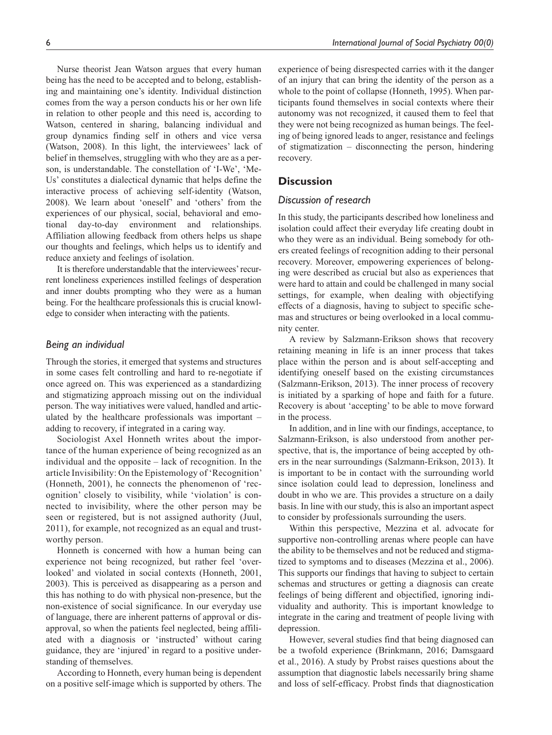Nurse theorist Jean Watson argues that every human being has the need to be accepted and to belong, establishing and maintaining one's identity. Individual distinction comes from the way a person conducts his or her own life in relation to other people and this need is, according to Watson, centered in sharing, balancing individual and group dynamics finding self in others and vice versa (Watson, 2008). In this light, the interviewees' lack of belief in themselves, struggling with who they are as a person, is understandable. The constellation of 'I-We', 'Me-Us' constitutes a dialectical dynamic that helps define the interactive process of achieving self-identity (Watson, 2008). We learn about 'oneself' and 'others' from the experiences of our physical, social, behavioral and emotional day-to-day environment and relationships. Affiliation allowing feedback from others helps us shape our thoughts and feelings, which helps us to identify and reduce anxiety and feelings of isolation.

It is therefore understandable that the interviewees' recurrent loneliness experiences instilled feelings of desperation and inner doubts prompting who they were as a human being. For the healthcare professionals this is crucial knowledge to consider when interacting with the patients.

### *Being an individual*

Through the stories, it emerged that systems and structures in some cases felt controlling and hard to re-negotiate if once agreed on. This was experienced as a standardizing and stigmatizing approach missing out on the individual person. The way initiatives were valued, handled and articulated by the healthcare professionals was important – adding to recovery, if integrated in a caring way.

Sociologist Axel Honneth writes about the importance of the human experience of being recognized as an individual and the opposite – lack of recognition. In the article Invisibility: On the Epistemology of 'Recognition' (Honneth, 2001), he connects the phenomenon of 'recognition' closely to visibility, while 'violation' is connected to invisibility, where the other person may be seen or registered, but is not assigned authority (Juul, 2011), for example, not recognized as an equal and trustworthy person.

Honneth is concerned with how a human being can experience not being recognized, but rather feel 'overlooked' and violated in social contexts (Honneth, 2001, 2003). This is perceived as disappearing as a person and this has nothing to do with physical non-presence, but the non-existence of social significance. In our everyday use of language, there are inherent patterns of approval or disapproval, so when the patients feel neglected, being affiliated with a diagnosis or 'instructed' without caring guidance, they are 'injured' in regard to a positive understanding of themselves.

According to Honneth, every human being is dependent on a positive self-image which is supported by others. The experience of being disrespected carries with it the danger of an injury that can bring the identity of the person as a whole to the point of collapse (Honneth, 1995). When participants found themselves in social contexts where their autonomy was not recognized, it caused them to feel that they were not being recognized as human beings. The feeling of being ignored leads to anger, resistance and feelings of stigmatization – disconnecting the person, hindering recovery.

## Discussion

### *Discussion of research*

In this study, the participants described how loneliness and isolation could affect their everyday life creating doubt in who they were as an individual. Being somebody for others created feelings of recognition adding to their personal recovery. Moreover, empowering experiences of belonging were described as crucial but also as experiences that were hard to attain and could be challenged in many social settings, for example, when dealing with objectifying effects of a diagnosis, having to subject to specific schemas and structures or being overlooked in a local community center.

A review by Salzmann-Erikson shows that recovery retaining meaning in life is an inner process that takes place within the person and is about self-accepting and identifying oneself based on the existing circumstances (Salzmann-Erikson, 2013). The inner process of recovery is initiated by a sparking of hope and faith for a future. Recovery is about 'accepting' to be able to move forward in the process.

In addition, and in line with our findings, acceptance, to Salzmann-Erikson, is also understood from another perspective, that is, the importance of being accepted by others in the near surroundings (Salzmann-Erikson, 2013). It is important to be in contact with the surrounding world since isolation could lead to depression, loneliness and doubt in who we are. This provides a structure on a daily basis. In line with our study, this is also an important aspect to consider by professionals surrounding the users.

Within this perspective, Mezzina et al. advocate for supportive non-controlling arenas where people can have the ability to be themselves and not be reduced and stigmatized to symptoms and to diseases (Mezzina et al., 2006). This supports our findings that having to subject to certain schemas and structures or getting a diagnosis can create feelings of being different and objectified, ignoring individuality and authority. This is important knowledge to integrate in the caring and treatment of people living with depression.

However, several studies find that being diagnosed can be a twofold experience (Brinkmann, 2016; Damsgaard et al., 2016). A study by Probst raises questions about the assumption that diagnostic labels necessarily bring shame and loss of self-efficacy. Probst finds that diagnostication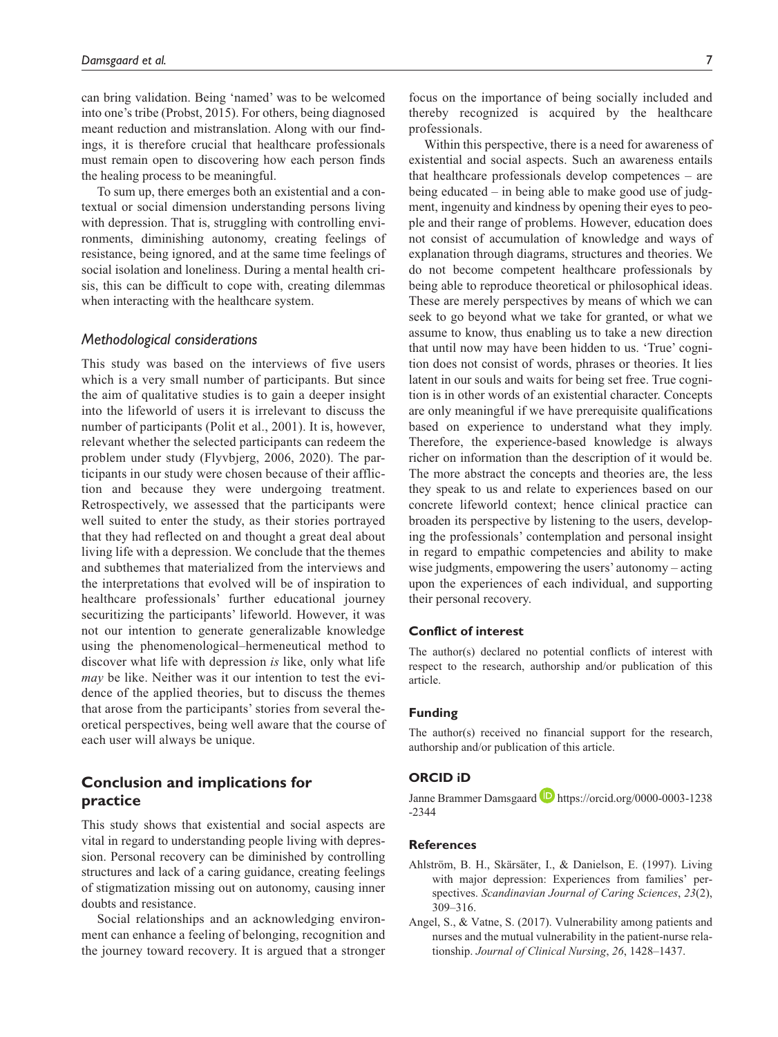can bring validation. Being 'named' was to be welcomed into one's tribe (Probst, 2015). For others, being diagnosed meant reduction and mistranslation. Along with our findings, it is therefore crucial that healthcare professionals must remain open to discovering how each person finds the healing process to be meaningful.

To sum up, there emerges both an existential and a contextual or social dimension understanding persons living with depression. That is, struggling with controlling environments, diminishing autonomy, creating feelings of resistance, being ignored, and at the same time feelings of social isolation and loneliness. During a mental health crisis, this can be difficult to cope with, creating dilemmas when interacting with the healthcare system.

### *Methodological considerations*

This study was based on the interviews of five users which is a very small number of participants. But since the aim of qualitative studies is to gain a deeper insight into the lifeworld of users it is irrelevant to discuss the number of participants (Polit et al., 2001). It is, however, relevant whether the selected participants can redeem the problem under study (Flyvbjerg, 2006, 2020). The participants in our study were chosen because of their affliction and because they were undergoing treatment. Retrospectively, we assessed that the participants were well suited to enter the study, as their stories portrayed that they had reflected on and thought a great deal about living life with a depression. We conclude that the themes and subthemes that materialized from the interviews and the interpretations that evolved will be of inspiration to healthcare professionals' further educational journey securitizing the participants' lifeworld. However, it was not our intention to generate generalizable knowledge using the phenomenological–hermeneutical method to discover what life with depression *is* like, only what life *may* be like. Neither was it our intention to test the evidence of the applied theories, but to discuss the themes that arose from the participants' stories from several theoretical perspectives, being well aware that the course of each user will always be unique.

## Conclusion and implications for practice

This study shows that existential and social aspects are vital in regard to understanding people living with depression. Personal recovery can be diminished by controlling structures and lack of a caring guidance, creating feelings of stigmatization missing out on autonomy, causing inner doubts and resistance.

Social relationships and an acknowledging environment can enhance a feeling of belonging, recognition and the journey toward recovery. It is argued that a stronger focus on the importance of being socially included and thereby recognized is acquired by the healthcare professionals.

Within this perspective, there is a need for awareness of existential and social aspects. Such an awareness entails that healthcare professionals develop competences – are being educated – in being able to make good use of judgment, ingenuity and kindness by opening their eyes to people and their range of problems. However, education does not consist of accumulation of knowledge and ways of explanation through diagrams, structures and theories. We do not become competent healthcare professionals by being able to reproduce theoretical or philosophical ideas. These are merely perspectives by means of which we can seek to go beyond what we take for granted, or what we assume to know, thus enabling us to take a new direction that until now may have been hidden to us. 'True' cognition does not consist of words, phrases or theories. It lies latent in our souls and waits for being set free. True cognition is in other words of an existential character. Concepts are only meaningful if we have prerequisite qualifications based on experience to understand what they imply. Therefore, the experience-based knowledge is always richer on information than the description of it would be. The more abstract the concepts and theories are, the less they speak to us and relate to experiences based on our concrete lifeworld context; hence clinical practice can broaden its perspective by listening to the users, developing the professionals' contemplation and personal insight in regard to empathic competencies and ability to make wise judgments, empowering the users' autonomy – acting upon the experiences of each individual, and supporting their personal recovery.

#### Conflict of interest

The author(s) declared no potential conflicts of interest with respect to the research, authorship and/or publication of this article.

#### Funding

The author(s) received no financial support for the research, authorship and/or publication of this article.

#### ORCID iD

Janne Brammer Damsgaard https://orcid.org/0000-0003-1238-2344

#### References

Ahlström, B. H., Skärsäter, I., & Danielson, E. (1997). Living with major depression: Experiences from families' perspectives. *Scandinavian Journal of Caring Sciences*, *23*(2), 309–316.

Angel, S., & Vatne, S. (2017). Vulnerability among patients and nurses and the mutual vulnerability in the patient-nurse relationship. *Journal of Clinical Nursing*, *26*, 1428–1437.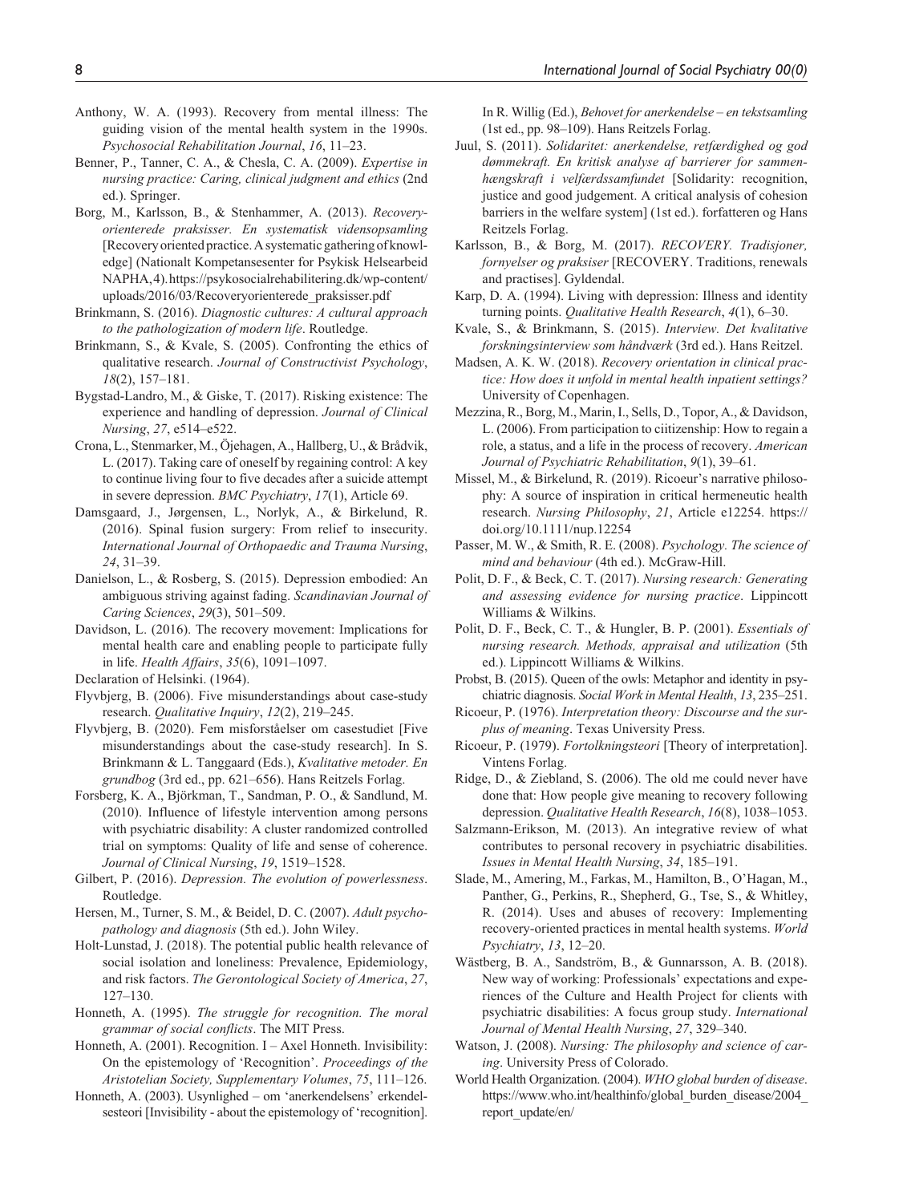Anthony, W. A. (1993). Recovery from mental illness: The guiding vision of the mental health system in the 1990s. *Psychosocial Rehabilitation Journal*, *16*, 11–23.

Benner, P., Tanner, C. A., & Chesla, C. A. (2009). *Expertise in nursing practice: Caring, clinical judgment and ethics* (2nd ed.). Springer.

Borg, M., Karlsson, B., & Stenhammer, A. (2013). *Recovery-orienterede praksisser. En systematisk vidensopsamling* [Recovery oriented practice. A systematic gathering of knowledge] (Nationalt Kompetansesenter for Psykisk Helsearbeid NAPHA, 4). https://psykosocialrehabilitering.dk/wp-content/uploads/2016/03/Recoveryorienterede_praksisser.pdf

Brinkmann, S. (2016). *Diagnostic cultures: A cultural approach to the pathologization of modern life*. Routledge.

Brinkmann, S., & Kvale, S. (2005). Confronting the ethics of qualitative research. *Journal of Constructivist Psychology*, *18*(2), 157–181.

Bygstad-Landro, M., & Giske, T. (2017). Risking existence: The experience and handling of depression. *Journal of Clinical Nursing*, *27*, e514–e522.

Crona, L., Stenmarker, M., Öjehagen, A., Hallberg, U., & Brådvik, L. (2017). Taking care of oneself by regaining control: A key to continue living four to five decades after a suicide attempt in severe depression. *BMC Psychiatry*, *17*(1), Article 69.

Damsgaard, J., Jørgensen, L., Norlyk, A., & Birkelund, R. (2016). Spinal fusion surgery: From relief to insecurity. *International Journal of Orthopaedic and Trauma Nursing*, *24*, 31–39.

Danielson, L., & Rosberg, S. (2015). Depression embodied: An ambiguous striving against fading. *Scandinavian Journal of Caring Sciences*, *29*(3), 501–509.

Davidson, L. (2016). The recovery movement: Implications for mental health care and enabling people to participate fully in life. *Health Affairs*, *35*(6), 1091–1097.

Declaration of Helsinki. (1964).

Flyvbjerg, B. (2006). Five misunderstandings about case-study research. *Qualitative Inquiry*, *12*(2), 219–245.

Flyvbjerg, B. (2020). Fem misforståelser om casestudiet [Five misunderstandings about the case-study research]. In S. Brinkmann & L. Tanggaard (Eds.), *Kvalitative metoder. En grundbog* (3rd ed., pp. 621–656). Hans Reitzels Forlag.

Forsberg, K. A., Björkman, T., Sandman, P. O., & Sandlund, M. (2010). Influence of lifestyle intervention among persons with psychiatric disability: A cluster randomized controlled trial on symptoms: Quality of life and sense of coherence. *Journal of Clinical Nursing*, *19*, 1519–1528.

Gilbert, P. (2016). *Depression. The evolution of powerlessness*. Routledge.

Hersen, M., Turner, S. M., & Beidel, D. C. (2007). *Adult psychopathology and diagnosis* (5th ed.). John Wiley.

Holt-Lunstad, J. (2018). The potential public health relevance of social isolation and loneliness: Prevalence, Epidemiology, and risk factors. *The Gerontological Society of America*, *27*, 127–130.

Honneth, A. (1995). *The struggle for recognition. The moral grammar of social conflicts*. The MIT Press.

Honneth, A. (2001). Recognition. I – Axel Honneth. Invisibility: On the epistemology of 'Recognition'. *Proceedings of the Aristotelian Society, Supplementary Volumes*, *75*, 111–126.

Honneth, A. (2003). Usynlighed – om 'anerkendelsens' erkendelsesteori [Invisibility - about the epistemology of 'recognition]. In R. Willig (Ed.), *Behovet for anerkendelse – en tekstsamling* (1st ed., pp. 98–109). Hans Reitzels Forlag.

Juul, S. (2011). *Solidaritet: anerkendelse, retfærdighed og god dømmekraft. En kritisk analyse af barrierer for sammenhængskraft i velfærdssamfundet* [Solidarity: recognition, justice and good judgement. A critical analysis of cohesion barriers in the welfare system] (1st ed.). forfatteren og Hans Reitzels Forlag.

Karlsson, B., & Borg, M. (2017). *RECOVERY. Tradisjoner, fornyelser og praksiser* [RECOVERY. Traditions, renewals and practises]. Gyldendal.

Karp, D. A. (1994). Living with depression: Illness and identity turning points. *Qualitative Health Research*, *4*(1), 6–30.

Kvale, S., & Brinkmann, S. (2015). *Interview. Det kvalitative forskningsinterview som håndværk* (3rd ed.). Hans Reitzel.

Madsen, A. K. W. (2018). *Recovery orientation in clinical practice: How does it unfold in mental health inpatient settings?* University of Copenhagen.

Mezzina, R., Borg, M., Marin, I., Sells, D., Topor, A., & Davidson, L. (2006). From participation to ciitizenship: How to regain a role, a status, and a life in the process of recovery. *American Journal of Psychiatric Rehabilitation*, *9*(1), 39–61.

Missel, M., & Birkelund, R. (2019). Ricoeur's narrative philosophy: A source of inspiration in critical hermeneutic health research. *Nursing Philosophy*, *21*, Article e12254. https://doi.org/10.1111/nup.12254

Passer, M. W., & Smith, R. E. (2008). *Psychology. The science of mind and behaviour* (4th ed.). McGraw-Hill.

Polit, D. F., & Beck, C. T. (2017). *Nursing research: Generating and assessing evidence for nursing practice*. Lippincott Williams & Wilkins.

Polit, D. F., Beck, C. T., & Hungler, B. P. (2001). *Essentials of nursing research. Methods, appraisal and utilization* (5th ed.). Lippincott Williams & Wilkins.

Probst, B. (2015). Queen of the owls: Metaphor and identity in psychiatric diagnosis. *Social Work in Mental Health*, *13*, 235–251.

Ricoeur, P. (1976). *Interpretation theory: Discourse and the surplus of meaning*. Texas University Press.

Ricoeur, P. (1979). *Fortolkningsteori* [Theory of interpretation]. Vintens Forlag.

Ridge, D., & Ziebland, S. (2006). The old me could never have done that: How people give meaning to recovery following depression. *Qualitative Health Research*, *16*(8), 1038–1053.

Salzmann-Erikson, M. (2013). An integrative review of what contributes to personal recovery in psychiatric disabilities. *Issues in Mental Health Nursing*, *34*, 185–191.

Slade, M., Amering, M., Farkas, M., Hamilton, B., O'Hagan, M., Panther, G., Perkins, R., Shepherd, G., Tse, S., & Whitley, R. (2014). Uses and abuses of recovery: Implementing recovery-oriented practices in mental health systems. *World Psychiatry*, *13*, 12–20.

Wästberg, B. A., Sandström, B., & Gunnarsson, A. B. (2018). New way of working: Professionals' expectations and experiences of the Culture and Health Project for clients with psychiatric disabilities: A focus group study. *International Journal of Mental Health Nursing*, *27*, 329–340.

Watson, J. (2008). *Nursing: The philosophy and science of caring*. University Press of Colorado.

World Health Organization. (2004). *WHO global burden of disease*. https://www.who.int/healthinfo/global_burden_disease/2004_report_update/en/